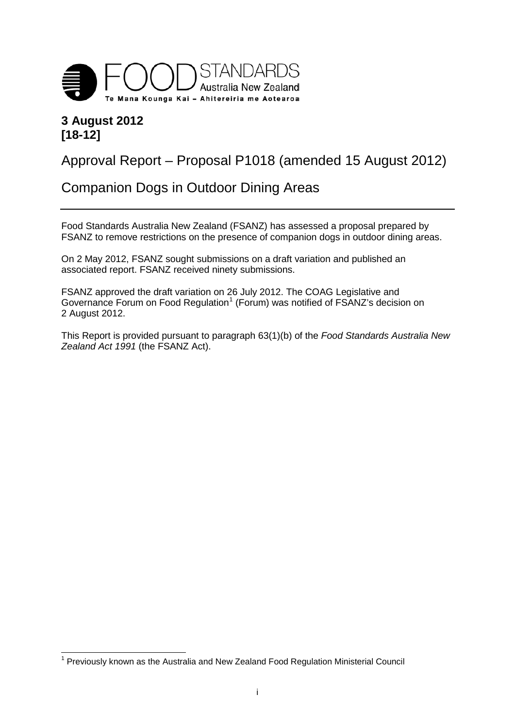FOOD STANDARDS Australia New Zealand

Te Mana Kounga Kai – Ahitereiria me Aotearoa

**3 August 2012**
**[18-12]**

# Approval Report – Proposal P1018 (amended 15 August 2012)

# Companion Dogs in Outdoor Dining Areas

Food Standards Australia New Zealand (FSANZ) has assessed a proposal prepared by FSANZ to remove restrictions on the presence of companion dogs in outdoor dining areas.

On 2 May 2012, FSANZ sought submissions on a draft variation and published an associated report. FSANZ received ninety submissions.

FSANZ approved the draft variation on 26 July 2012. The COAG Legislative and Governance Forum on Food Regulation[1] (Forum) was notified of FSANZ's decision on 2 August 2012.

This Report is provided pursuant to paragraph 63(1)(b) of the *Food Standards Australia New Zealand Act 1991* (the FSANZ Act).

[1] Previously known as the Australia and New Zealand Food Regulation Ministerial Council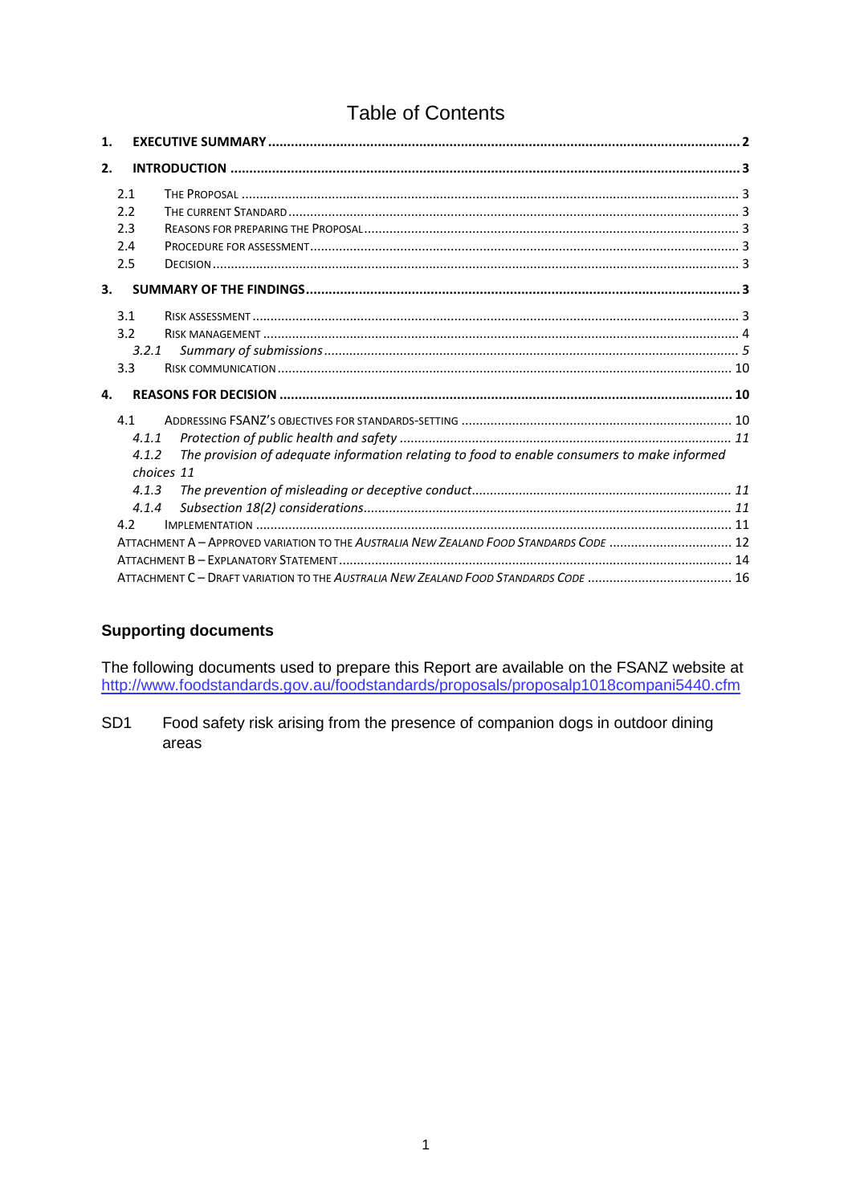# Table of Contents

1. **EXECUTIVE SUMMARY** ..... 2
2. **INTRODUCTION** ..... 3
   - 2.1 THE PROPOSAL ..... 3
   - 2.2 THE CURRENT STANDARD ..... 3
   - 2.3 REASONS FOR PREPARING THE PROPOSAL ..... 3
   - 2.4 PROCEDURE FOR ASSESSMENT ..... 3
   - 2.5 DECISION ..... 3
3. **SUMMARY OF THE FINDINGS** ..... 3
   - 3.1 RISK ASSESSMENT ..... 3
   - 3.2 RISK MANAGEMENT ..... 4
     - *3.2.1 Summary of submissions* ..... *5*
   - 3.3 RISK COMMUNICATION ..... 10
4. **REASONS FOR DECISION** ..... 10
   - 4.1 ADDRESSING FSANZ'S OBJECTIVES FOR STANDARDS-SETTING ..... 10
     - *4.1.1 Protection of public health and safety* ..... *11*
     - *4.1.2 The provision of adequate information relating to food to enable consumers to make informed choices* *11*
     - *4.1.3 The prevention of misleading or deceptive conduct* ..... *11*
     - *4.1.4 Subsection 18(2) considerations* ..... *11*
   - 4.2 IMPLEMENTATION ..... 11
   - ATTACHMENT A – APPROVED VARIATION TO THE *AUSTRALIA NEW ZEALAND FOOD STANDARDS CODE* ..... 12
   - ATTACHMENT B – EXPLANATORY STATEMENT ..... 14
   - ATTACHMENT C – DRAFT VARIATION TO THE *AUSTRALIA NEW ZEALAND FOOD STANDARDS CODE* ..... 16

## Supporting documents

The following documents used to prepare this Report are available on the FSANZ website at http://www.foodstandards.gov.au/foodstandards/proposals/proposalp1018compani5440.cfm

SD1 Food safety risk arising from the presence of companion dogs in outdoor dining areas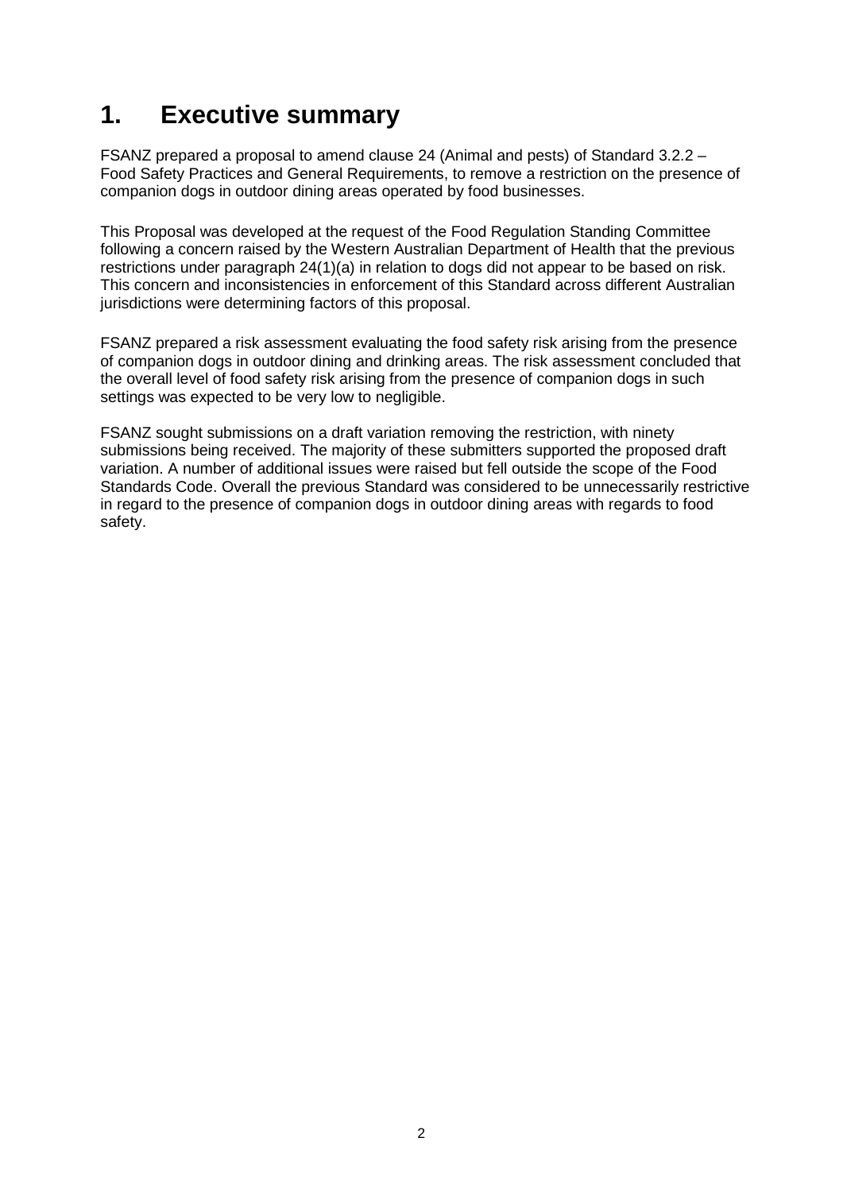# 1. Executive summary

FSANZ prepared a proposal to amend clause 24 (Animal and pests) of Standard 3.2.2 – Food Safety Practices and General Requirements, to remove a restriction on the presence of companion dogs in outdoor dining areas operated by food businesses.

This Proposal was developed at the request of the Food Regulation Standing Committee following a concern raised by the Western Australian Department of Health that the previous restrictions under paragraph 24(1)(a) in relation to dogs did not appear to be based on risk. This concern and inconsistencies in enforcement of this Standard across different Australian jurisdictions were determining factors of this proposal.

FSANZ prepared a risk assessment evaluating the food safety risk arising from the presence of companion dogs in outdoor dining and drinking areas. The risk assessment concluded that the overall level of food safety risk arising from the presence of companion dogs in such settings was expected to be very low to negligible.

FSANZ sought submissions on a draft variation removing the restriction, with ninety submissions being received. The majority of these submitters supported the proposed draft variation. A number of additional issues were raised but fell outside the scope of the Food Standards Code. Overall the previous Standard was considered to be unnecessarily restrictive in regard to the presence of companion dogs in outdoor dining areas with regards to food safety.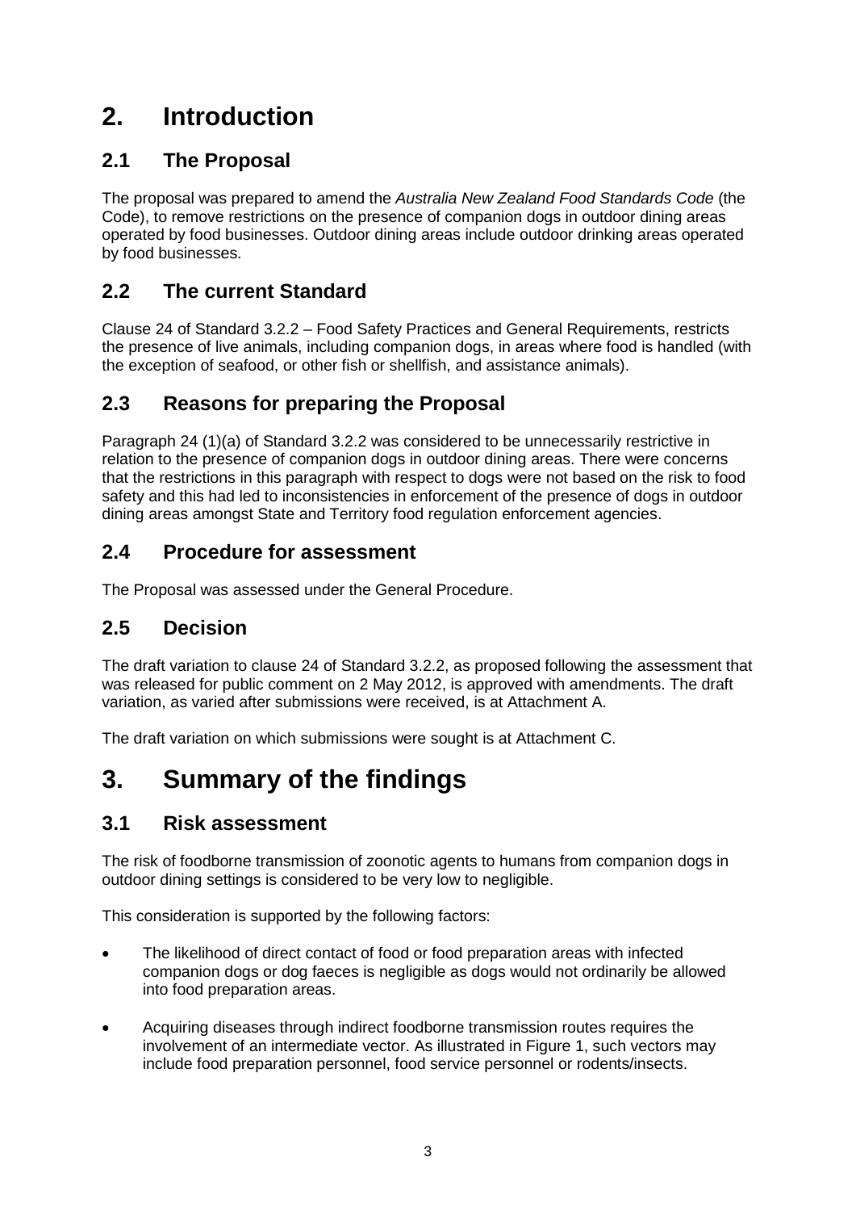# 2. Introduction

## 2.1 The Proposal

The proposal was prepared to amend the *Australia New Zealand Food Standards Code* (the Code), to remove restrictions on the presence of companion dogs in outdoor dining areas operated by food businesses. Outdoor dining areas include outdoor drinking areas operated by food businesses.

## 2.2 The current Standard

Clause 24 of Standard 3.2.2 – Food Safety Practices and General Requirements, restricts the presence of live animals, including companion dogs, in areas where food is handled (with the exception of seafood, or other fish or shellfish, and assistance animals).

## 2.3 Reasons for preparing the Proposal

Paragraph 24 (1)(a) of Standard 3.2.2 was considered to be unnecessarily restrictive in relation to the presence of companion dogs in outdoor dining areas. There were concerns that the restrictions in this paragraph with respect to dogs were not based on the risk to food safety and this had led to inconsistencies in enforcement of the presence of dogs in outdoor dining areas amongst State and Territory food regulation enforcement agencies.

## 2.4 Procedure for assessment

The Proposal was assessed under the General Procedure.

## 2.5 Decision

The draft variation to clause 24 of Standard 3.2.2, as proposed following the assessment that was released for public comment on 2 May 2012, is approved with amendments. The draft variation, as varied after submissions were received, is at Attachment A.

The draft variation on which submissions were sought is at Attachment C.

# 3. Summary of the findings

## 3.1 Risk assessment

The risk of foodborne transmission of zoonotic agents to humans from companion dogs in outdoor dining settings is considered to be very low to negligible.

This consideration is supported by the following factors:

- The likelihood of direct contact of food or food preparation areas with infected companion dogs or dog faeces is negligible as dogs would not ordinarily be allowed into food preparation areas.
- Acquiring diseases through indirect foodborne transmission routes requires the involvement of an intermediate vector. As illustrated in Figure 1, such vectors may include food preparation personnel, food service personnel or rodents/insects.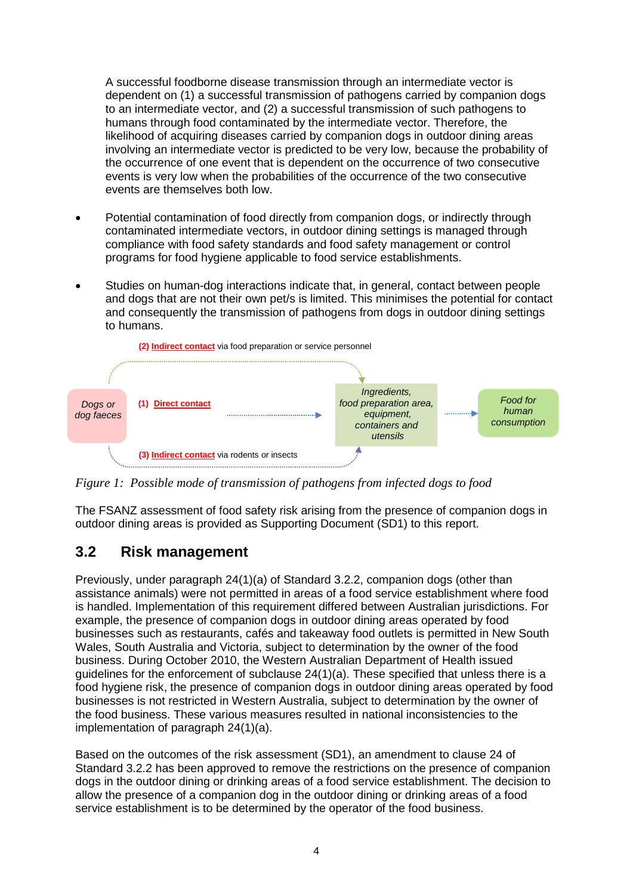A successful foodborne disease transmission through an intermediate vector is dependent on (1) a successful transmission of pathogens carried by companion dogs to an intermediate vector, and (2) a successful transmission of such pathogens to humans through food contaminated by the intermediate vector. Therefore, the likelihood of acquiring diseases carried by companion dogs in outdoor dining areas involving an intermediate vector is predicted to be very low, because the probability of the occurrence of one event that is dependent on the occurrence of two consecutive events is very low when the probabilities of the occurrence of the two consecutive events are themselves both low.

- Potential contamination of food directly from companion dogs, or indirectly through contaminated intermediate vectors, in outdoor dining settings is managed through compliance with food safety standards and food safety management or control programs for food hygiene applicable to food service establishments.

- Studies on human-dog interactions indicate that, in general, contact between people and dogs that are not their own pet/s is limited. This minimises the potential for contact and consequently the transmission of pathogens from dogs in outdoor dining settings to humans.

(2) Indirect contact via food preparation or service personnel

*Dogs or dog faeces* — (1) Direct contact → *Ingredients, food preparation area, equipment, containers and utensils* → *Food for human consumption*

(3) Indirect contact via rodents or insects

*Figure 1: Possible mode of transmission of pathogens from infected dogs to food*

The FSANZ assessment of food safety risk arising from the presence of companion dogs in outdoor dining areas is provided as Supporting Document (SD1) to this report.

## 3.2 Risk management

Previously, under paragraph 24(1)(a) of Standard 3.2.2, companion dogs (other than assistance animals) were not permitted in areas of a food service establishment where food is handled. Implementation of this requirement differed between Australian jurisdictions. For example, the presence of companion dogs in outdoor dining areas operated by food businesses such as restaurants, cafés and takeaway food outlets is permitted in New South Wales, South Australia and Victoria, subject to determination by the owner of the food business. During October 2010, the Western Australian Department of Health issued guidelines for the enforcement of subclause 24(1)(a). These specified that unless there is a food hygiene risk, the presence of companion dogs in outdoor dining areas operated by food businesses is not restricted in Western Australia, subject to determination by the owner of the food business. These various measures resulted in national inconsistencies to the implementation of paragraph 24(1)(a).

Based on the outcomes of the risk assessment (SD1), an amendment to clause 24 of Standard 3.2.2 has been approved to remove the restrictions on the presence of companion dogs in the outdoor dining or drinking areas of a food service establishment. The decision to allow the presence of a companion dog in the outdoor dining or drinking areas of a food service establishment is to be determined by the operator of the food business.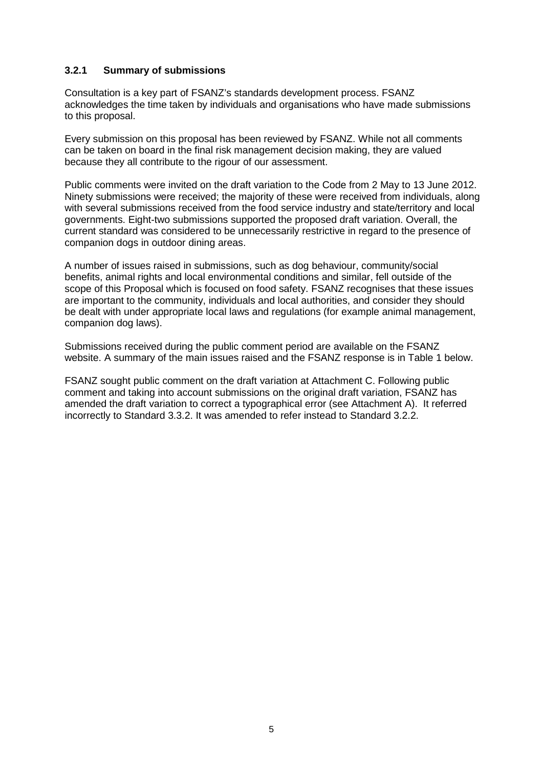### 3.2.1 Summary of submissions

Consultation is a key part of FSANZ's standards development process. FSANZ acknowledges the time taken by individuals and organisations who have made submissions to this proposal.

Every submission on this proposal has been reviewed by FSANZ. While not all comments can be taken on board in the final risk management decision making, they are valued because they all contribute to the rigour of our assessment.

Public comments were invited on the draft variation to the Code from 2 May to 13 June 2012. Ninety submissions were received; the majority of these were received from individuals, along with several submissions received from the food service industry and state/territory and local governments. Eight-two submissions supported the proposed draft variation. Overall, the current standard was considered to be unnecessarily restrictive in regard to the presence of companion dogs in outdoor dining areas.

A number of issues raised in submissions, such as dog behaviour, community/social benefits, animal rights and local environmental conditions and similar, fell outside of the scope of this Proposal which is focused on food safety. FSANZ recognises that these issues are important to the community, individuals and local authorities, and consider they should be dealt with under appropriate local laws and regulations (for example animal management, companion dog laws).

Submissions received during the public comment period are available on the FSANZ website. A summary of the main issues raised and the FSANZ response is in Table 1 below.

FSANZ sought public comment on the draft variation at Attachment C. Following public comment and taking into account submissions on the original draft variation, FSANZ has amended the draft variation to correct a typographical error (see Attachment A). It referred incorrectly to Standard 3.3.2. It was amended to refer instead to Standard 3.2.2.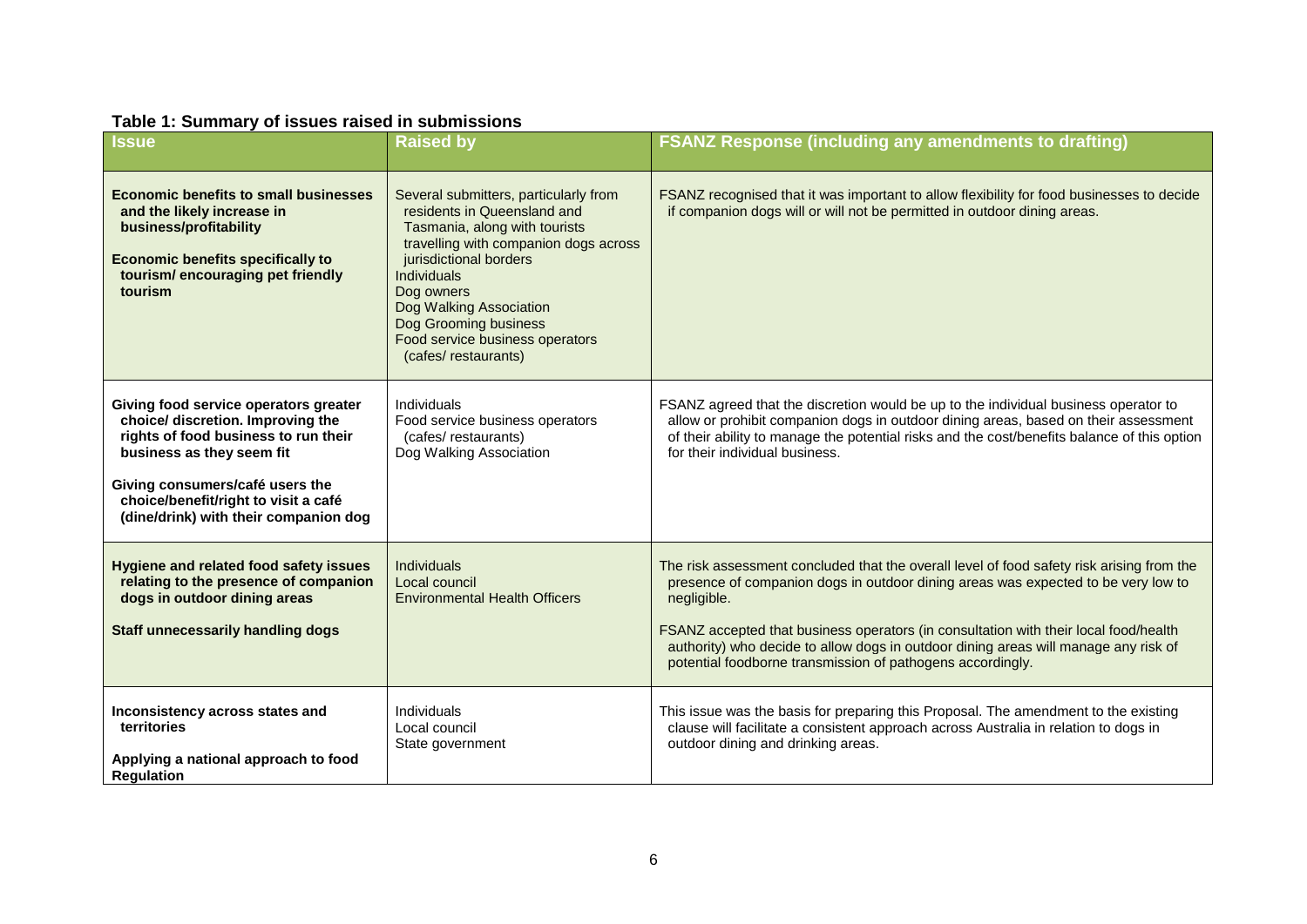**Table 1: Summary of issues raised in submissions**

| Issue | Raised by | FSANZ Response (including any amendments to drafting) |
|---|---|---|
| **Economic benefits to small businesses and the likely increase in business/profitability**<br><br>**Economic benefits specifically to tourism/ encouraging pet friendly tourism** | Several submitters, particularly from residents in Queensland and Tasmania, along with tourists travelling with companion dogs across jurisdictional borders<br>Individuals<br>Dog owners<br>Dog Walking Association<br>Dog Grooming business<br>Food service business operators (cafes/ restaurants) | FSANZ recognised that it was important to allow flexibility for food businesses to decide if companion dogs will or will not be permitted in outdoor dining areas. |
| **Giving food service operators greater choice/ discretion. Improving the rights of food business to run their business as they seem fit**<br><br>**Giving consumers/café users the choice/benefit/right to visit a café (dine/drink) with their companion dog** | Individuals<br>Food service business operators (cafes/ restaurants)<br>Dog Walking Association | FSANZ agreed that the discretion would be up to the individual business operator to allow or prohibit companion dogs in outdoor dining areas, based on their assessment of their ability to manage the potential risks and the cost/benefits balance of this option for their individual business. |
| **Hygiene and related food safety issues relating to the presence of companion dogs in outdoor dining areas**<br><br>**Staff unnecessarily handling dogs** | Individuals<br>Local council<br>Environmental Health Officers | The risk assessment concluded that the overall level of food safety risk arising from the presence of companion dogs in outdoor dining areas was expected to be very low to negligible.<br><br>FSANZ accepted that business operators (in consultation with their local food/health authority) who decide to allow dogs in outdoor dining areas will manage any risk of potential foodborne transmission of pathogens accordingly. |
| **Inconsistency across states and territories**<br><br>**Applying a national approach to food Regulation** | Individuals<br>Local council<br>State government | This issue was the basis for preparing this Proposal. The amendment to the existing clause will facilitate a consistent approach across Australia in relation to dogs in outdoor dining and drinking areas. |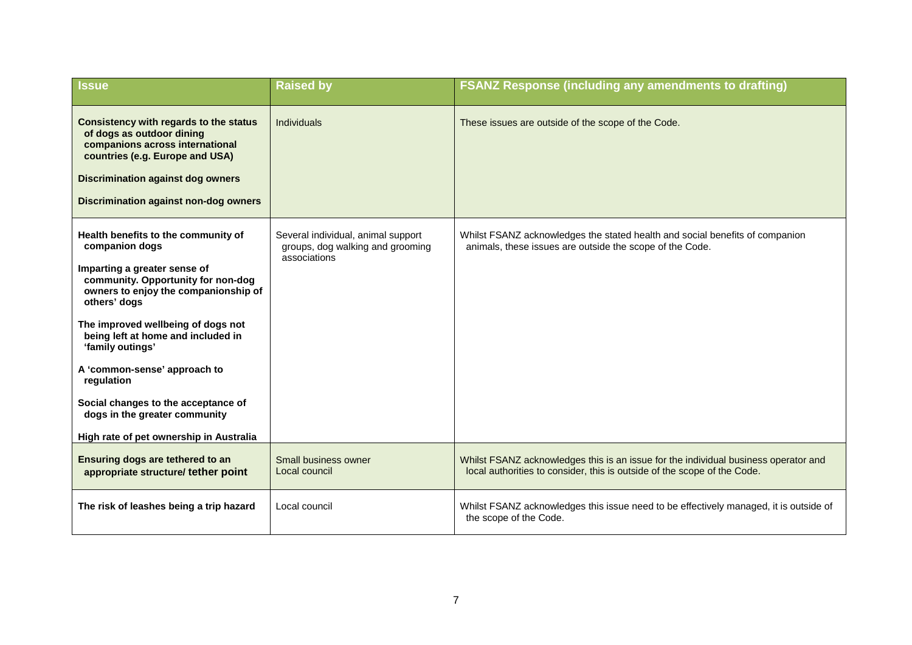| Issue | Raised by | FSANZ Response (including any amendments to drafting) |
|---|---|---|
| **Consistency with regards to the status of dogs as outdoor dining companions across international countries (e.g. Europe and USA)**<br><br>**Discrimination against dog owners**<br><br>**Discrimination against non-dog owners** | Individuals | These issues are outside of the scope of the Code. |
| **Health benefits to the community of companion dogs**<br><br>**Imparting a greater sense of community. Opportunity for non-dog owners to enjoy the companionship of others' dogs**<br><br>**The improved wellbeing of dogs not being left at home and included in 'family outings'**<br><br>**A 'common-sense' approach to regulation**<br><br>**Social changes to the acceptance of dogs in the greater community**<br><br>**High rate of pet ownership in Australia** | Several individual, animal support groups, dog walking and grooming associations | Whilst FSANZ acknowledges the stated health and social benefits of companion animals, these issues are outside the scope of the Code. |
| **Ensuring dogs are tethered to an appropriate structure/ tether point** | Small business owner<br>Local council | Whilst FSANZ acknowledges this is an issue for the individual business operator and local authorities to consider, this is outside of the scope of the Code. |
| **The risk of leashes being a trip hazard** | Local council | Whilst FSANZ acknowledges this issue need to be effectively managed, it is outside of the scope of the Code. |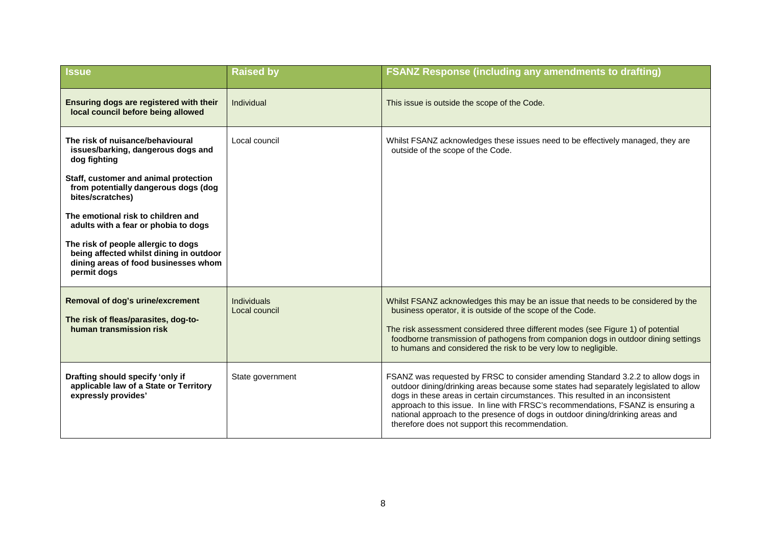| Issue | Raised by | FSANZ Response (including any amendments to drafting) |
|---|---|---|
| **Ensuring dogs are registered with their local council before being allowed** | Individual | This issue is outside the scope of the Code. |
| **The risk of nuisance/behavioural issues/barking, dangerous dogs and dog fighting**<br><br>**Staff, customer and animal protection from potentially dangerous dogs (dog bites/scratches)**<br><br>**The emotional risk to children and adults with a fear or phobia to dogs**<br><br>**The risk of people allergic to dogs being affected whilst dining in outdoor dining areas of food businesses whom permit dogs** | Local council | Whilst FSANZ acknowledges these issues need to be effectively managed, they are outside of the scope of the Code. |
| **Removal of dog's urine/excrement**<br><br>**The risk of fleas/parasites, dog-to-human transmission risk** | Individuals<br>Local council | Whilst FSANZ acknowledges this may be an issue that needs to be considered by the business operator, it is outside of the scope of the Code.<br><br>The risk assessment considered three different modes (see Figure 1) of potential foodborne transmission of pathogens from companion dogs in outdoor dining settings to humans and considered the risk to be very low to negligible. |
| **Drafting should specify 'only if applicable law of a State or Territory expressly provides'** | State government | FSANZ was requested by FRSC to consider amending Standard 3.2.2 to allow dogs in outdoor dining/drinking areas because some states had separately legislated to allow dogs in these areas in certain circumstances. This resulted in an inconsistent approach to this issue. In line with FRSC's recommendations, FSANZ is ensuring a national approach to the presence of dogs in outdoor dining/drinking areas and therefore does not support this recommendation. |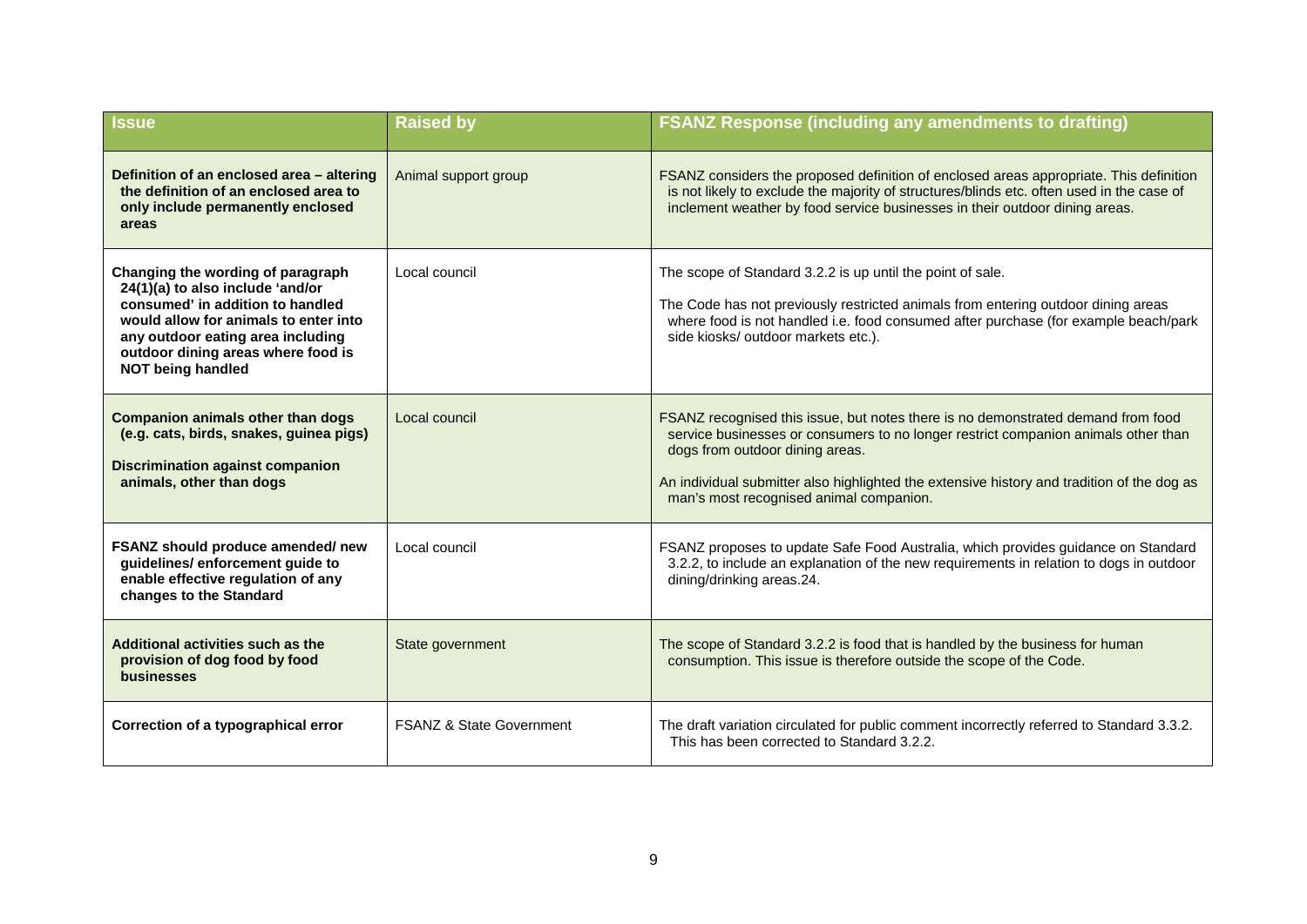| Issue | Raised by | FSANZ Response (including any amendments to drafting) |
|---|---|---|
| **Definition of an enclosed area – altering the definition of an enclosed area to only include permanently enclosed areas** | Animal support group | FSANZ considers the proposed definition of enclosed areas appropriate. This definition is not likely to exclude the majority of structures/blinds etc. often used in the case of inclement weather by food service businesses in their outdoor dining areas. |
| **Changing the wording of paragraph 24(1)(a) to also include 'and/or consumed' in addition to handled would allow for animals to enter into any outdoor eating area including outdoor dining areas where food is NOT being handled** | Local council | The scope of Standard 3.2.2 is up until the point of sale.<br><br>The Code has not previously restricted animals from entering outdoor dining areas where food is not handled i.e. food consumed after purchase (for example beach/park side kiosks/ outdoor markets etc.). |
| **Companion animals other than dogs (e.g. cats, birds, snakes, guinea pigs)**<br><br>**Discrimination against companion animals, other than dogs** | Local council | FSANZ recognised this issue, but notes there is no demonstrated demand from food service businesses or consumers to no longer restrict companion animals other than dogs from outdoor dining areas.<br><br>An individual submitter also highlighted the extensive history and tradition of the dog as man's most recognised animal companion. |
| **FSANZ should produce amended/ new guidelines/ enforcement guide to enable effective regulation of any changes to the Standard** | Local council | FSANZ proposes to update Safe Food Australia, which provides guidance on Standard 3.2.2, to include an explanation of the new requirements in relation to dogs in outdoor dining/drinking areas.24. |
| **Additional activities such as the provision of dog food by food businesses** | State government | The scope of Standard 3.2.2 is food that is handled by the business for human consumption. This issue is therefore outside the scope of the Code. |
| **Correction of a typographical error** | FSANZ & State Government | The draft variation circulated for public comment incorrectly referred to Standard 3.3.2. This has been corrected to Standard 3.2.2. |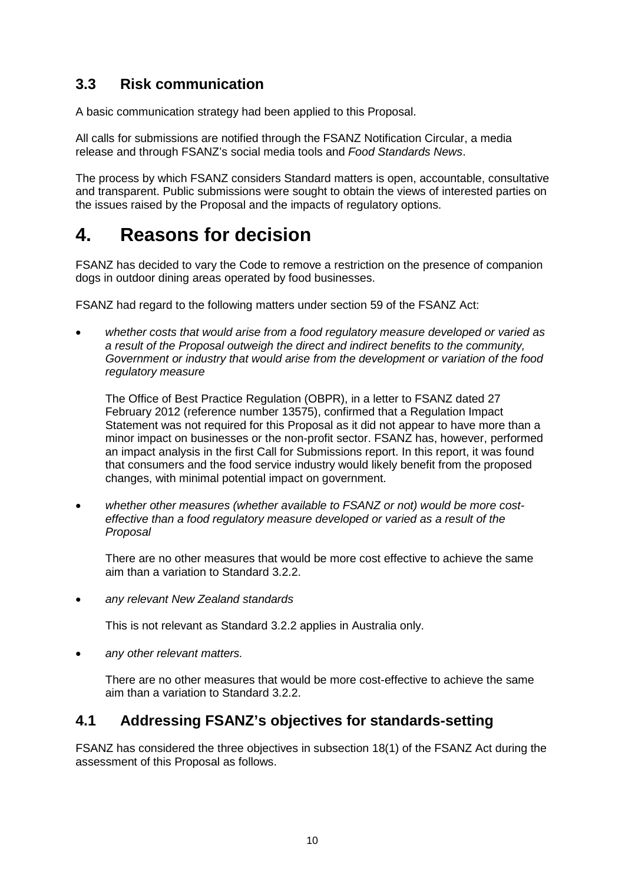### 3.3 Risk communication

A basic communication strategy had been applied to this Proposal.

All calls for submissions are notified through the FSANZ Notification Circular, a media release and through FSANZ's social media tools and *Food Standards News*.

The process by which FSANZ considers Standard matters is open, accountable, consultative and transparent. Public submissions were sought to obtain the views of interested parties on the issues raised by the Proposal and the impacts of regulatory options.

# 4. Reasons for decision

FSANZ has decided to vary the Code to remove a restriction on the presence of companion dogs in outdoor dining areas operated by food businesses.

FSANZ had regard to the following matters under section 59 of the FSANZ Act:

- *whether costs that would arise from a food regulatory measure developed or varied as a result of the Proposal outweigh the direct and indirect benefits to the community, Government or industry that would arise from the development or variation of the food regulatory measure*

  The Office of Best Practice Regulation (OBPR), in a letter to FSANZ dated 27 February 2012 (reference number 13575), confirmed that a Regulation Impact Statement was not required for this Proposal as it did not appear to have more than a minor impact on businesses or the non-profit sector. FSANZ has, however, performed an impact analysis in the first Call for Submissions report. In this report, it was found that consumers and the food service industry would likely benefit from the proposed changes, with minimal potential impact on government.

- *whether other measures (whether available to FSANZ or not) would be more cost-effective than a food regulatory measure developed or varied as a result of the Proposal*

  There are no other measures that would be more cost effective to achieve the same aim than a variation to Standard 3.2.2.

- *any relevant New Zealand standards*

  This is not relevant as Standard 3.2.2 applies in Australia only.

- *any other relevant matters.*

  There are no other measures that would be more cost-effective to achieve the same aim than a variation to Standard 3.2.2.

## 4.1 Addressing FSANZ's objectives for standards-setting

FSANZ has considered the three objectives in subsection 18(1) of the FSANZ Act during the assessment of this Proposal as follows.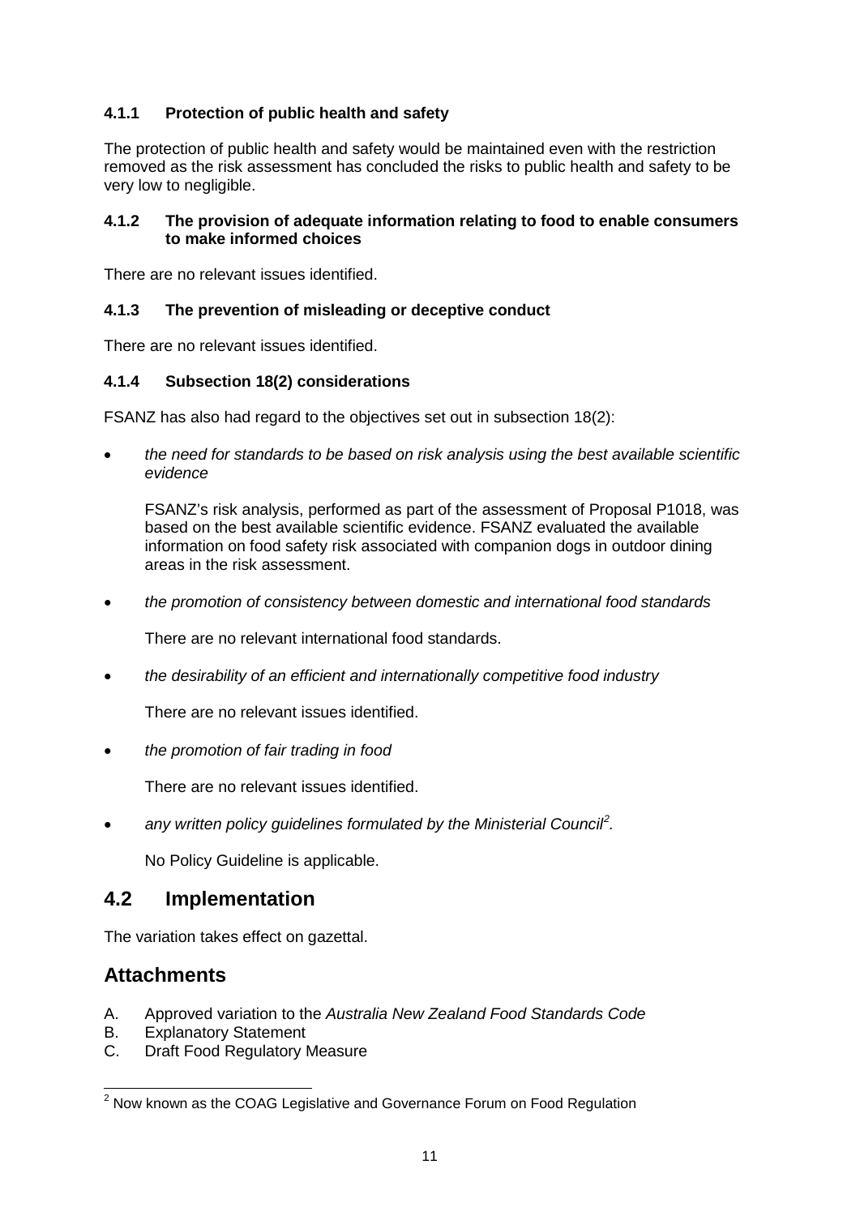#### 4.1.1 Protection of public health and safety

The protection of public health and safety would be maintained even with the restriction removed as the risk assessment has concluded the risks to public health and safety to be very low to negligible.

#### 4.1.2 The provision of adequate information relating to food to enable consumers to make informed choices

There are no relevant issues identified.

#### 4.1.3 The prevention of misleading or deceptive conduct

There are no relevant issues identified.

#### 4.1.4 Subsection 18(2) considerations

FSANZ has also had regard to the objectives set out in subsection 18(2):

- *the need for standards to be based on risk analysis using the best available scientific evidence*

  FSANZ's risk analysis, performed as part of the assessment of Proposal P1018, was based on the best available scientific evidence. FSANZ evaluated the available information on food safety risk associated with companion dogs in outdoor dining areas in the risk assessment.

- *the promotion of consistency between domestic and international food standards*

  There are no relevant international food standards.

- *the desirability of an efficient and internationally competitive food industry*

  There are no relevant issues identified.

- *the promotion of fair trading in food*

  There are no relevant issues identified.

- *any written policy guidelines formulated by the Ministerial Council*[2]*.*

  No Policy Guideline is applicable.

## 4.2 Implementation

The variation takes effect on gazettal.

## Attachments

A. Approved variation to the *Australia New Zealand Food Standards Code*
B. Explanatory Statement
C. Draft Food Regulatory Measure

[2] Now known as the COAG Legislative and Governance Forum on Food Regulation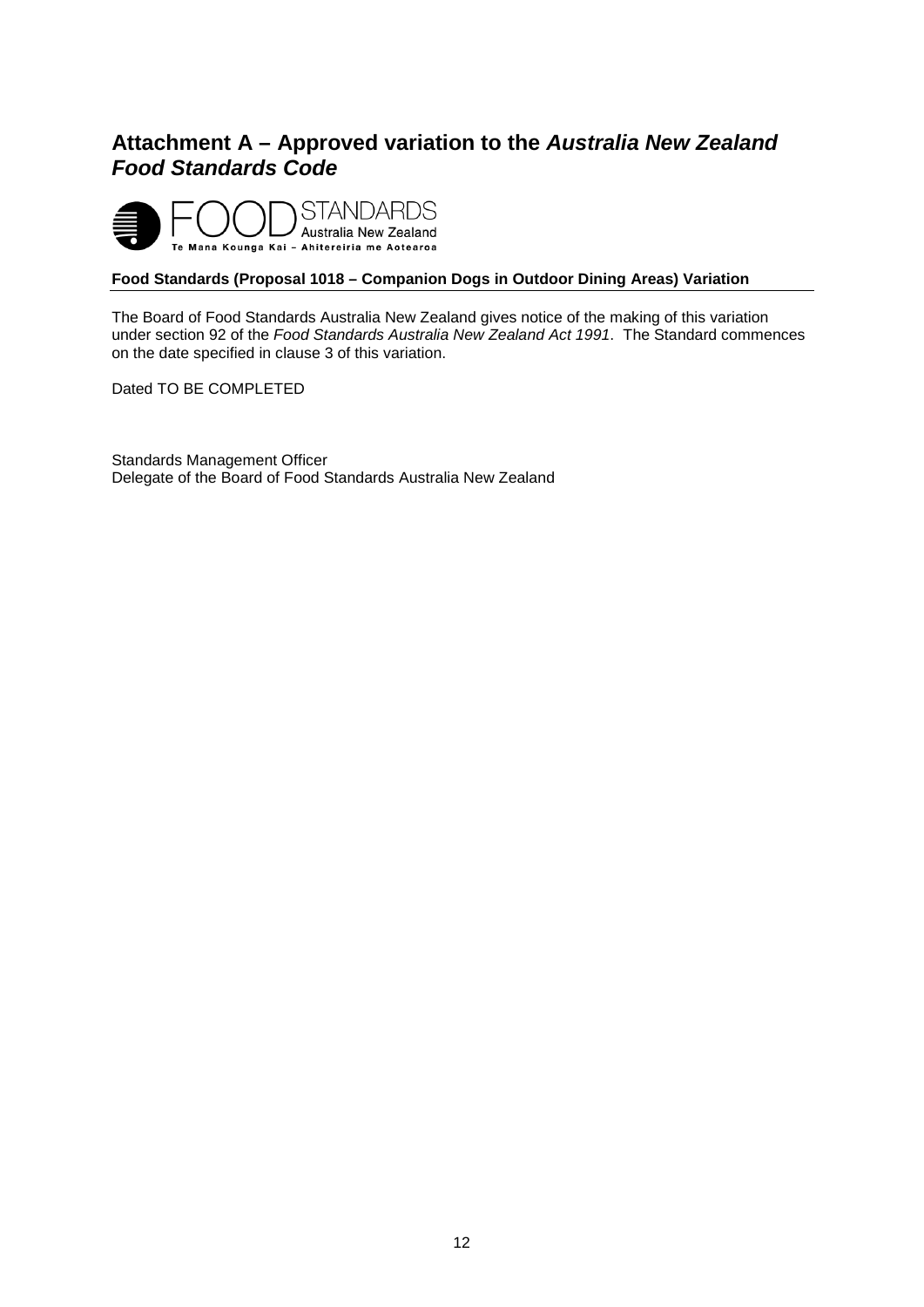# Attachment A – Approved variation to the *Australia New Zealand Food Standards Code*

FOOD STANDARDS Australia New Zealand
Te Mana Kounga Kai – Ahitereiria me Aotearoa

**Food Standards (Proposal 1018 – Companion Dogs in Outdoor Dining Areas) Variation**

The Board of Food Standards Australia New Zealand gives notice of the making of this variation under section 92 of the *Food Standards Australia New Zealand Act 1991*. The Standard commences on the date specified in clause 3 of this variation.

Dated TO BE COMPLETED

Standards Management Officer
Delegate of the Board of Food Standards Australia New Zealand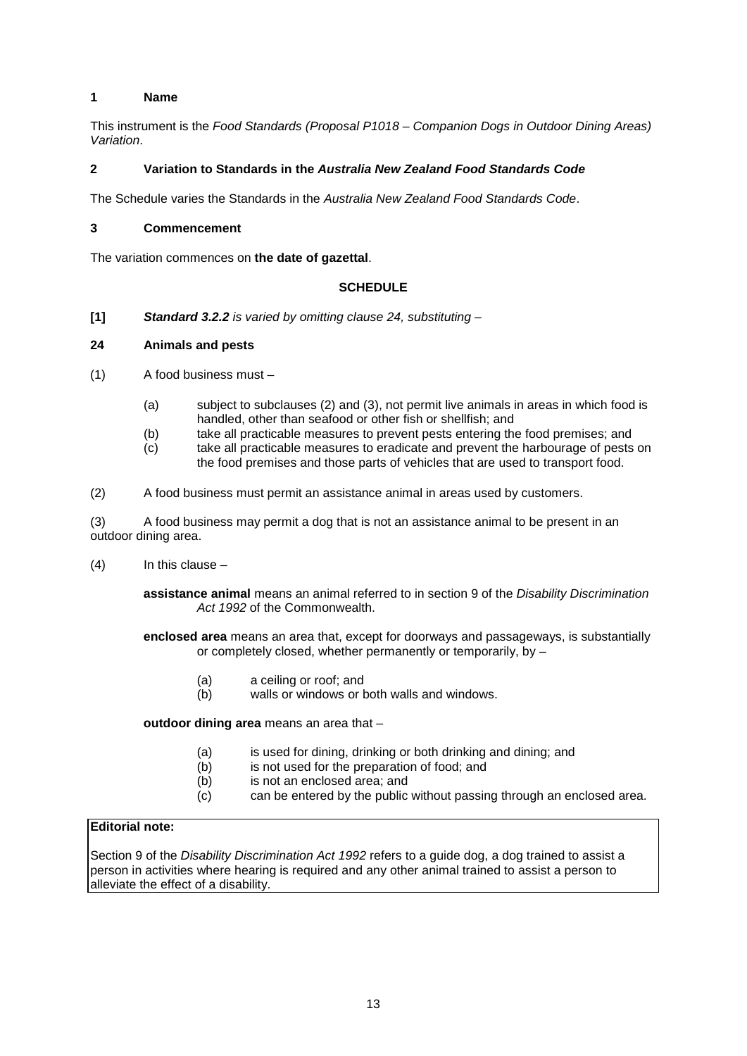## 1 Name

This instrument is the *Food Standards (Proposal P1018 – Companion Dogs in Outdoor Dining Areas) Variation*.

## 2 Variation to Standards in the *Australia New Zealand Food Standards Code*

The Schedule varies the Standards in the *Australia New Zealand Food Standards Code*.

## 3 Commencement

The variation commences on **the date of gazettal**.

## SCHEDULE

**[1]** ***Standard 3.2.2*** *is varied by omitting clause 24, substituting –*

### 24 Animals and pests

(1) A food business must –

- (a) subject to subclauses (2) and (3), not permit live animals in areas in which food is handled, other than seafood or other fish or shellfish; and
- (b) take all practicable measures to prevent pests entering the food premises; and
- (c) take all practicable measures to eradicate and prevent the harbourage of pests on the food premises and those parts of vehicles that are used to transport food.

(2) A food business must permit an assistance animal in areas used by customers.

(3) A food business may permit a dog that is not an assistance animal to be present in an outdoor dining area.

(4) In this clause –

**assistance animal** means an animal referred to in section 9 of the *Disability Discrimination Act 1992* of the Commonwealth.

**enclosed area** means an area that, except for doorways and passageways, is substantially or completely closed, whether permanently or temporarily, by –

- (a) a ceiling or roof; and
- (b) walls or windows or both walls and windows.

**outdoor dining area** means an area that –

- (a) is used for dining, drinking or both drinking and dining; and
- (b) is not used for the preparation of food; and
- (b) is not an enclosed area; and
- (c) can be entered by the public without passing through an enclosed area.

| **Editorial note:**<br><br>Section 9 of the *Disability Discrimination Act 1992* refers to a guide dog, a dog trained to assist a person in activities where hearing is required and any other animal trained to assist a person to alleviate the effect of a disability. |
|---|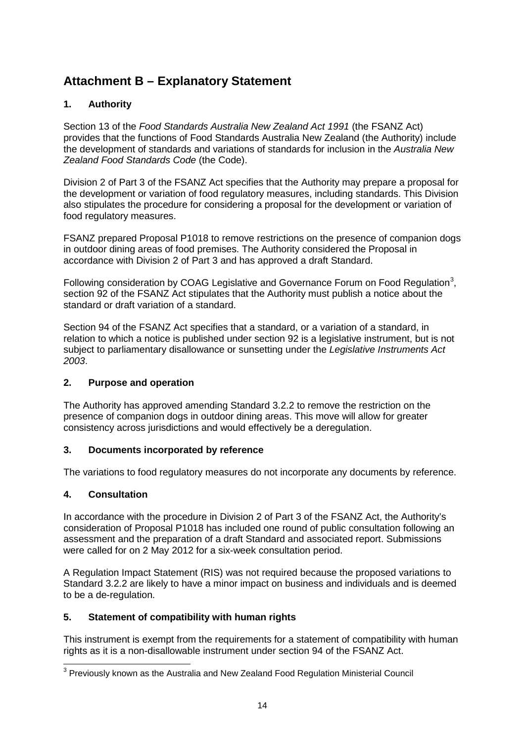# Attachment B – Explanatory Statement

## 1. Authority

Section 13 of the *Food Standards Australia New Zealand Act 1991* (the FSANZ Act) provides that the functions of Food Standards Australia New Zealand (the Authority) include the development of standards and variations of standards for inclusion in the *Australia New Zealand Food Standards Code* (the Code).

Division 2 of Part 3 of the FSANZ Act specifies that the Authority may prepare a proposal for the development or variation of food regulatory measures, including standards. This Division also stipulates the procedure for considering a proposal for the development or variation of food regulatory measures.

FSANZ prepared Proposal P1018 to remove restrictions on the presence of companion dogs in outdoor dining areas of food premises. The Authority considered the Proposal in accordance with Division 2 of Part 3 and has approved a draft Standard.

Following consideration by COAG Legislative and Governance Forum on Food Regulation[3], section 92 of the FSANZ Act stipulates that the Authority must publish a notice about the standard or draft variation of a standard.

Section 94 of the FSANZ Act specifies that a standard, or a variation of a standard, in relation to which a notice is published under section 92 is a legislative instrument, but is not subject to parliamentary disallowance or sunsetting under the *Legislative Instruments Act 2003*.

## 2. Purpose and operation

The Authority has approved amending Standard 3.2.2 to remove the restriction on the presence of companion dogs in outdoor dining areas. This move will allow for greater consistency across jurisdictions and would effectively be a deregulation.

## 3. Documents incorporated by reference

The variations to food regulatory measures do not incorporate any documents by reference.

## 4. Consultation

In accordance with the procedure in Division 2 of Part 3 of the FSANZ Act, the Authority's consideration of Proposal P1018 has included one round of public consultation following an assessment and the preparation of a draft Standard and associated report. Submissions were called for on 2 May 2012 for a six-week consultation period.

A Regulation Impact Statement (RIS) was not required because the proposed variations to Standard 3.2.2 are likely to have a minor impact on business and individuals and is deemed to be a de-regulation.

## 5. Statement of compatibility with human rights

This instrument is exempt from the requirements for a statement of compatibility with human rights as it is a non-disallowable instrument under section 94 of the FSANZ Act.

[3] Previously known as the Australia and New Zealand Food Regulation Ministerial Council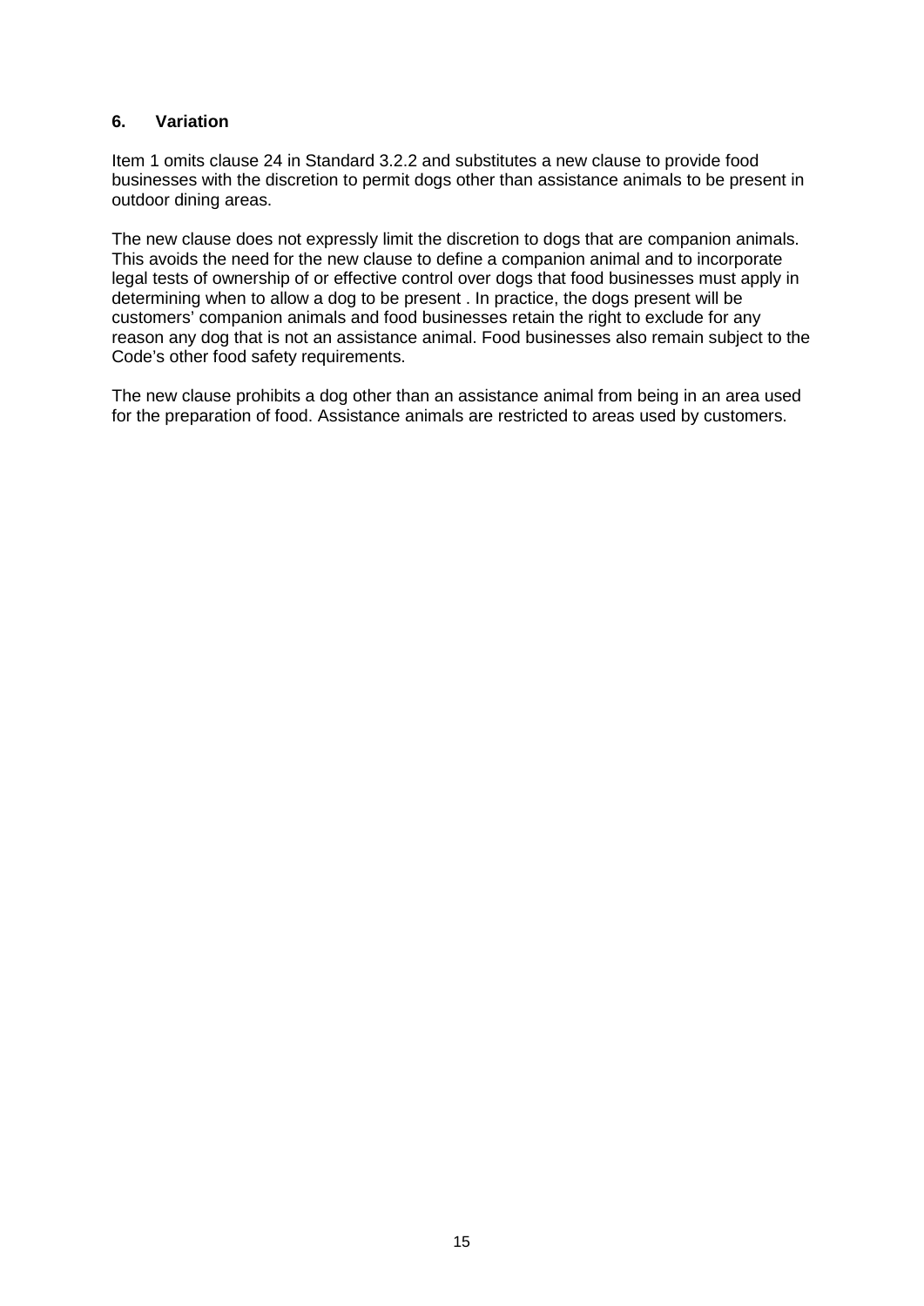## 6. Variation

Item 1 omits clause 24 in Standard 3.2.2 and substitutes a new clause to provide food businesses with the discretion to permit dogs other than assistance animals to be present in outdoor dining areas.

The new clause does not expressly limit the discretion to dogs that are companion animals. This avoids the need for the new clause to define a companion animal and to incorporate legal tests of ownership of or effective control over dogs that food businesses must apply in determining when to allow a dog to be present . In practice, the dogs present will be customers' companion animals and food businesses retain the right to exclude for any reason any dog that is not an assistance animal. Food businesses also remain subject to the Code's other food safety requirements.

The new clause prohibits a dog other than an assistance animal from being in an area used for the preparation of food. Assistance animals are restricted to areas used by customers.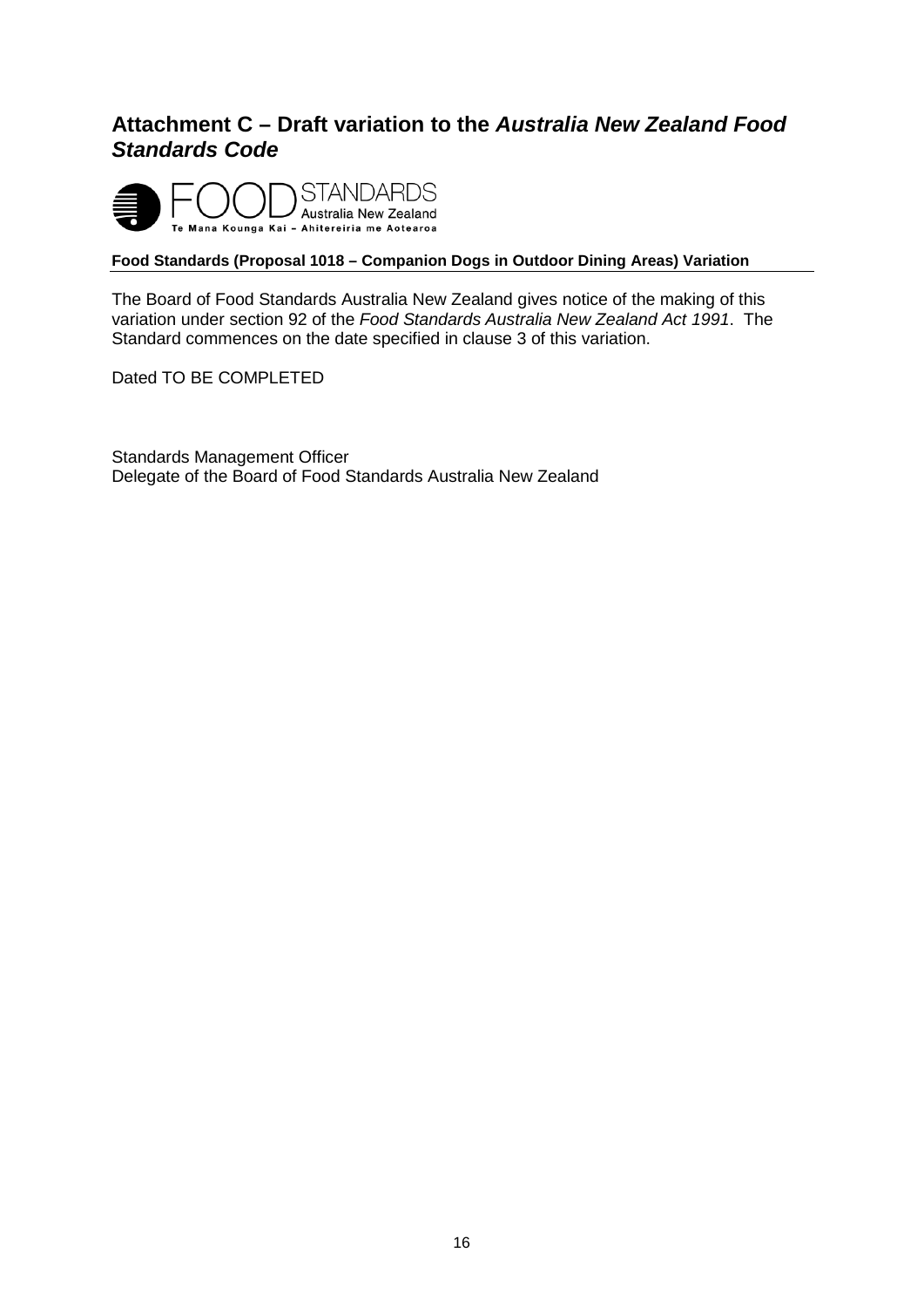## Attachment C – Draft variation to the *Australia New Zealand Food Standards Code*

FOOD STANDARDS Australia New Zealand
Te Mana Kounga Kai – Ahitereiria me Aotearoa

**Food Standards (Proposal 1018 – Companion Dogs in Outdoor Dining Areas) Variation**

The Board of Food Standards Australia New Zealand gives notice of the making of this variation under section 92 of the *Food Standards Australia New Zealand Act 1991*. The Standard commences on the date specified in clause 3 of this variation.

Dated TO BE COMPLETED

Standards Management Officer
Delegate of the Board of Food Standards Australia New Zealand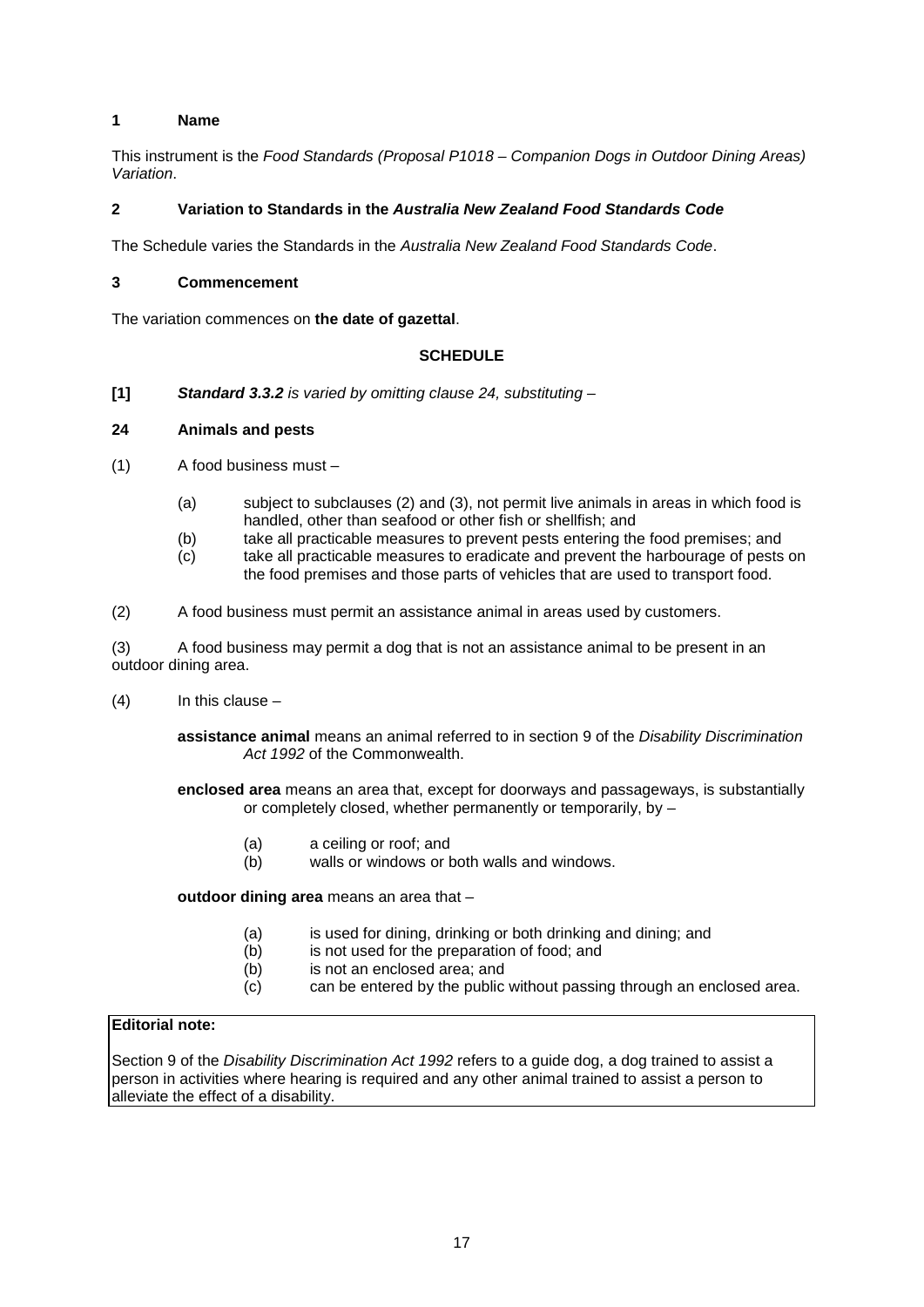## 1 Name

This instrument is the *Food Standards (Proposal P1018 – Companion Dogs in Outdoor Dining Areas) Variation*.

## 2 Variation to Standards in the *Australia New Zealand Food Standards Code*

The Schedule varies the Standards in the *Australia New Zealand Food Standards Code*.

## 3 Commencement

The variation commences on **the date of gazettal**.

### SCHEDULE

**[1]** ***Standard 3.3.2*** *is varied by omitting clause 24, substituting –*

**24 Animals and pests**

(1) A food business must –

- (a) subject to subclauses (2) and (3), not permit live animals in areas in which food is handled, other than seafood or other fish or shellfish; and
- (b) take all practicable measures to prevent pests entering the food premises; and
- (c) take all practicable measures to eradicate and prevent the harbourage of pests on the food premises and those parts of vehicles that are used to transport food.

(2) A food business must permit an assistance animal in areas used by customers.

(3) A food business may permit a dog that is not an assistance animal to be present in an outdoor dining area.

(4) In this clause –

**assistance animal** means an animal referred to in section 9 of the *Disability Discrimination Act 1992* of the Commonwealth.

**enclosed area** means an area that, except for doorways and passageways, is substantially or completely closed, whether permanently or temporarily, by –

- (a) a ceiling or roof; and
- (b) walls or windows or both walls and windows.

**outdoor dining area** means an area that –

- (a) is used for dining, drinking or both drinking and dining; and
- (b) is not used for the preparation of food; and
- (b) is not an enclosed area; and
- (c) can be entered by the public without passing through an enclosed area.

**Editorial note:**

Section 9 of the *Disability Discrimination Act 1992* refers to a guide dog, a dog trained to assist a person in activities where hearing is required and any other animal trained to assist a person to alleviate the effect of a disability.